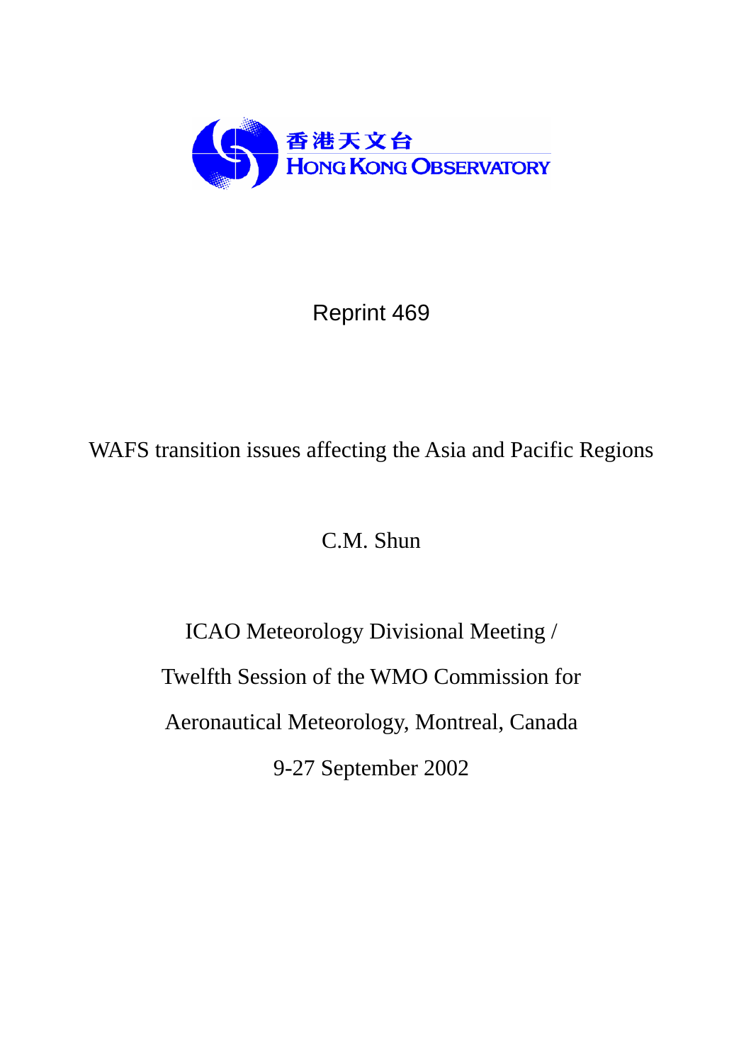香港天文台
HONG KONG OBSERVATORY

Reprint 469

# WAFS transition issues affecting the Asia and Pacific Regions

C.M. Shun

ICAO Meteorology Divisional Meeting /

Twelfth Session of the WMO Commission for

Aeronautical Meteorology, Montreal, Canada

9-27 September 2002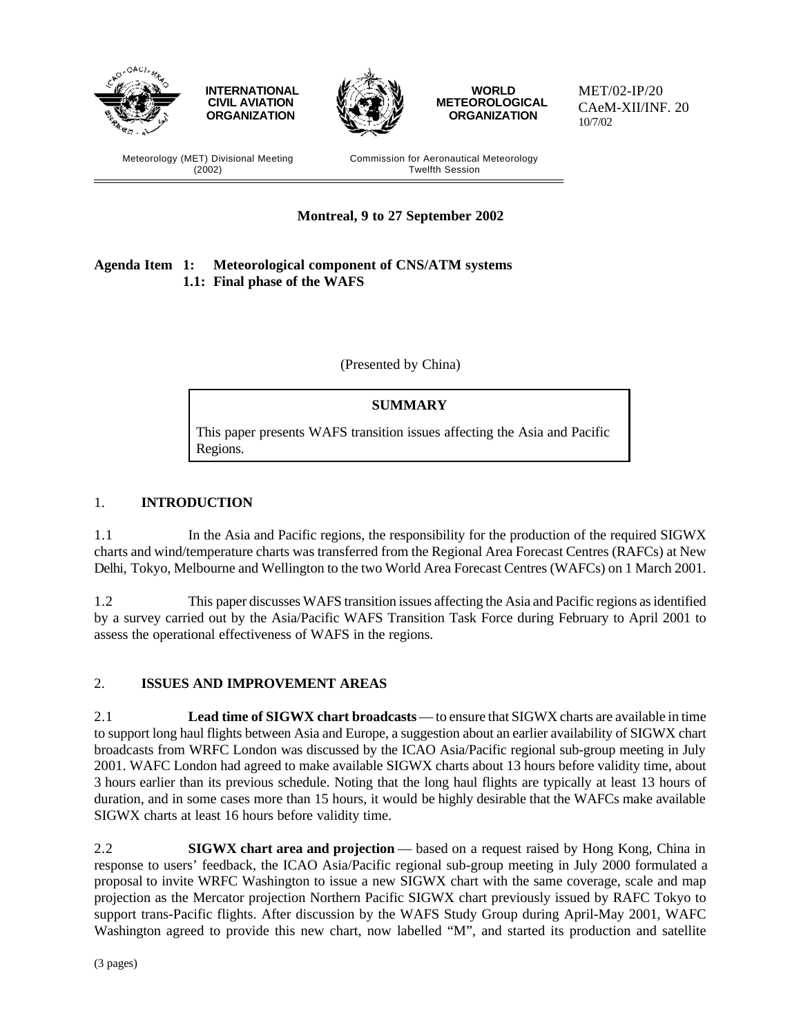INTERNATIONAL CIVIL AVIATION ORGANIZATION

WORLD METEOROLOGICAL ORGANIZATION

MET/02-IP/20
CAeM-XII/INF. 20
10/7/02

Meteorology (MET) Divisional Meeting (2002)

Commission for Aeronautical Meteorology Twelfth Session

**Montreal, 9 to 27 September 2002**

**Agenda Item 1: Meteorological component of CNS/ATM systems**
**1.1: Final phase of the WAFS**

(Presented by China)

**SUMMARY**

This paper presents WAFS transition issues affecting the Asia and Pacific Regions.

## 1. INTRODUCTION

1.1 In the Asia and Pacific regions, the responsibility for the production of the required SIGWX charts and wind/temperature charts was transferred from the Regional Area Forecast Centres (RAFCs) at New Delhi, Tokyo, Melbourne and Wellington to the two World Area Forecast Centres (WAFCs) on 1 March 2001.

1.2 This paper discusses WAFS transition issues affecting the Asia and Pacific regions as identified by a survey carried out by the Asia/Pacific WAFS Transition Task Force during February to April 2001 to assess the operational effectiveness of WAFS in the regions.

## 2. ISSUES AND IMPROVEMENT AREAS

2.1 **Lead time of SIGWX chart broadcasts** — to ensure that SIGWX charts are available in time to support long haul flights between Asia and Europe, a suggestion about an earlier availability of SIGWX chart broadcasts from WRFC London was discussed by the ICAO Asia/Pacific regional sub-group meeting in July 2001. WAFC London had agreed to make available SIGWX charts about 13 hours before validity time, about 3 hours earlier than its previous schedule. Noting that the long haul flights are typically at least 13 hours of duration, and in some cases more than 15 hours, it would be highly desirable that the WAFCs make available SIGWX charts at least 16 hours before validity time.

2.2 **SIGWX chart area and projection** — based on a request raised by Hong Kong, China in response to users' feedback, the ICAO Asia/Pacific regional sub-group meeting in July 2000 formulated a proposal to invite WRFC Washington to issue a new SIGWX chart with the same coverage, scale and map projection as the Mercator projection Northern Pacific SIGWX chart previously issued by RAFC Tokyo to support trans-Pacific flights. After discussion by the WAFS Study Group during April-May 2001, WAFC Washington agreed to provide this new chart, now labelled "M", and started its production and satellite

(3 pages)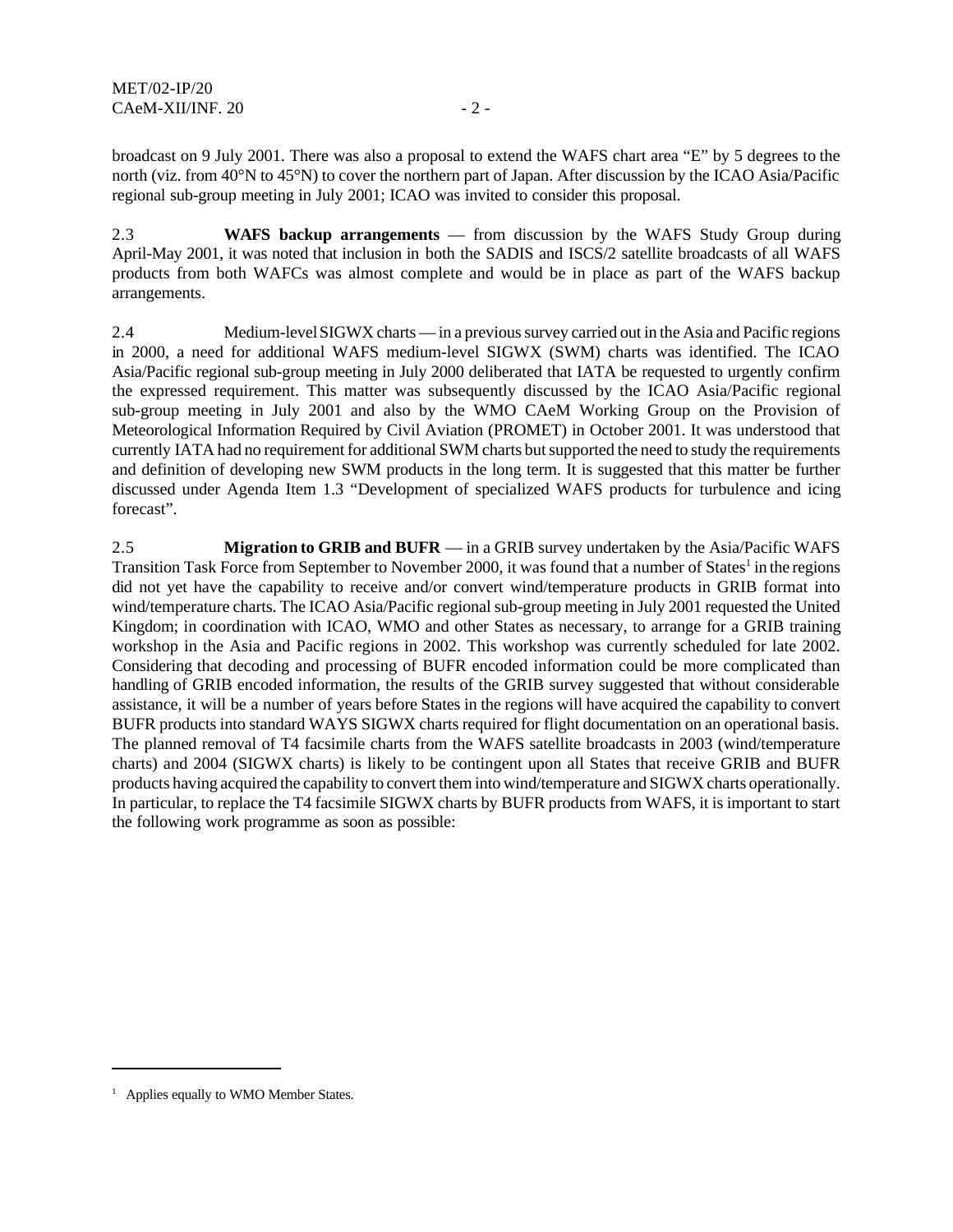broadcast on 9 July 2001. There was also a proposal to extend the WAFS chart area "E" by 5 degrees to the north (viz. from 40°N to 45°N) to cover the northern part of Japan. After discussion by the ICAO Asia/Pacific regional sub-group meeting in July 2001; ICAO was invited to consider this proposal.

2.3 **WAFS backup arrangements** — from discussion by the WAFS Study Group during April-May 2001, it was noted that inclusion in both the SADIS and ISCS/2 satellite broadcasts of all WAFS products from both WAFCs was almost complete and would be in place as part of the WAFS backup arrangements.

2.4 Medium-level SIGWX charts — in a previous survey carried out in the Asia and Pacific regions in 2000, a need for additional WAFS medium-level SIGWX (SWM) charts was identified. The ICAO Asia/Pacific regional sub-group meeting in July 2000 deliberated that IATA be requested to urgently confirm the expressed requirement. This matter was subsequently discussed by the ICAO Asia/Pacific regional sub-group meeting in July 2001 and also by the WMO CAeM Working Group on the Provision of Meteorological Information Required by Civil Aviation (PROMET) in October 2001. It was understood that currently IATA had no requirement for additional SWM charts but supported the need to study the requirements and definition of developing new SWM products in the long term. It is suggested that this matter be further discussed under Agenda Item 1.3 "Development of specialized WAFS products for turbulence and icing forecast".

2.5 **Migration to GRIB and BUFR** — in a GRIB survey undertaken by the Asia/Pacific WAFS Transition Task Force from September to November 2000, it was found that a number of States[1] in the regions did not yet have the capability to receive and/or convert wind/temperature products in GRIB format into wind/temperature charts. The ICAO Asia/Pacific regional sub-group meeting in July 2001 requested the United Kingdom; in coordination with ICAO, WMO and other States as necessary, to arrange for a GRIB training workshop in the Asia and Pacific regions in 2002. This workshop was currently scheduled for late 2002. Considering that decoding and processing of BUFR encoded information could be more complicated than handling of GRIB encoded information, the results of the GRIB survey suggested that without considerable assistance, it will be a number of years before States in the regions will have acquired the capability to convert BUFR products into standard WAYS SIGWX charts required for flight documentation on an operational basis. The planned removal of T4 facsimile charts from the WAFS satellite broadcasts in 2003 (wind/temperature charts) and 2004 (SIGWX charts) is likely to be contingent upon all States that receive GRIB and BUFR products having acquired the capability to convert them into wind/temperature and SIGWX charts operationally. In particular, to replace the T4 facsimile SIGWX charts by BUFR products from WAFS, it is important to start the following work programme as soon as possible:

---

[1] Applies equally to WMO Member States.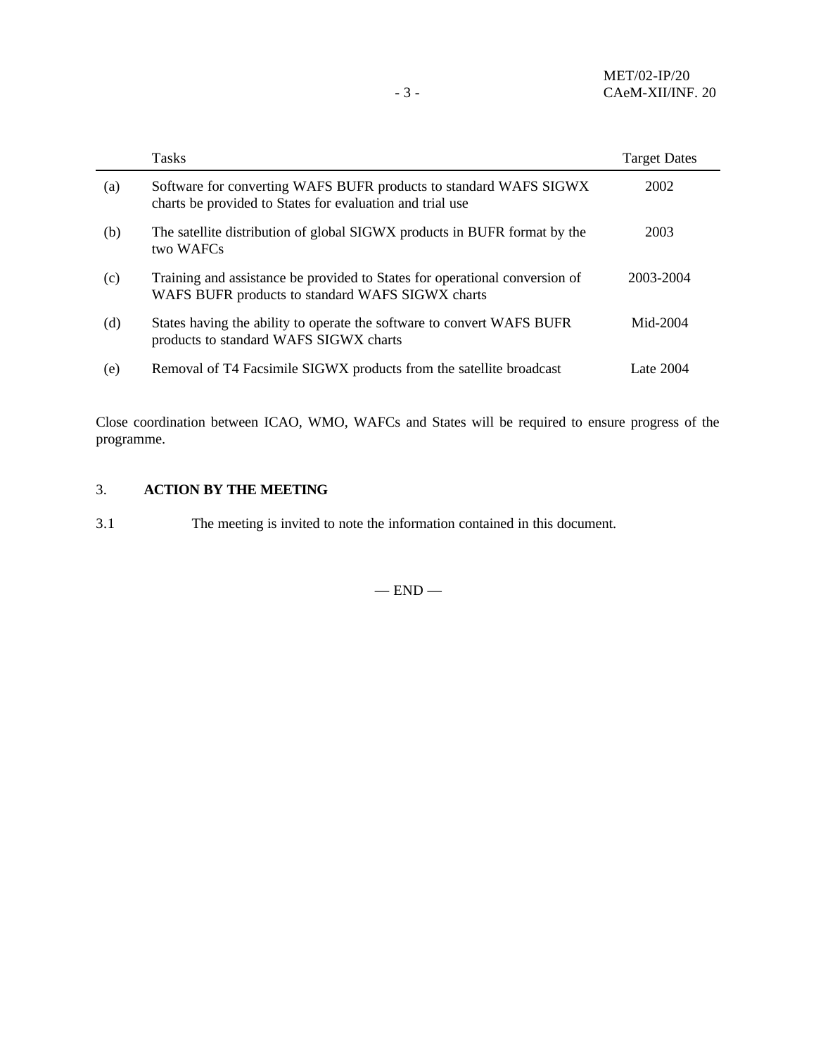| | Tasks | Target Dates |
|---|---|---|
| (a) | Software for converting WAFS BUFR products to standard WAFS SIGWX charts be provided to States for evaluation and trial use | 2002 |
| (b) | The satellite distribution of global SIGWX products in BUFR format by the two WAFCs | 2003 |
| (c) | Training and assistance be provided to States for operational conversion of WAFS BUFR products to standard WAFS SIGWX charts | 2003-2004 |
| (d) | States having the ability to operate the software to convert WAFS BUFR products to standard WAFS SIGWX charts | Mid-2004 |
| (e) | Removal of T4 Facsimile SIGWX products from the satellite broadcast | Late 2004 |

Close coordination between ICAO, WMO, WAFCs and States will be required to ensure progress of the programme.

## 3. ACTION BY THE MEETING

3.1 The meeting is invited to note the information contained in this document.

— END —